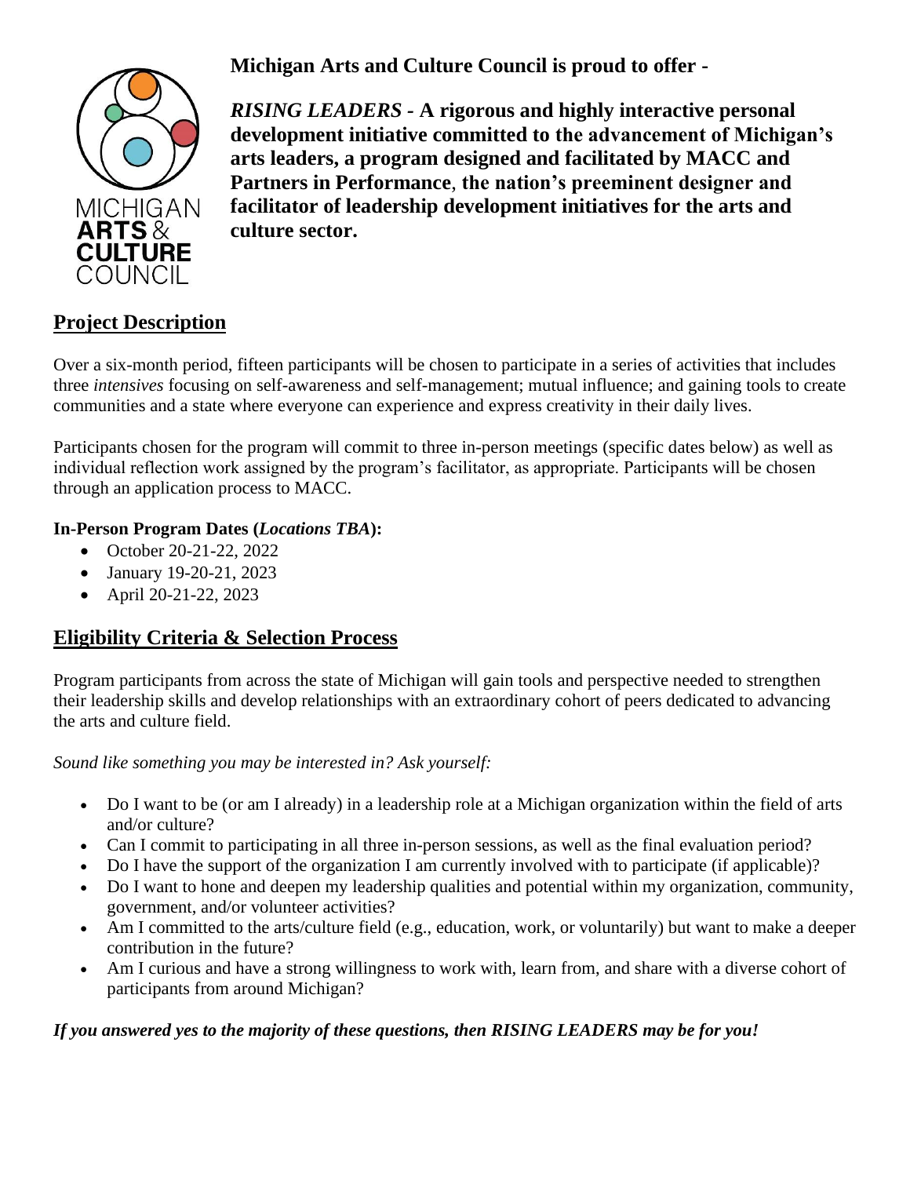**Michigan Arts and Culture Council is proud to offer -**

***RISING LEADERS* - A rigorous and highly interactive personal development initiative committed to the advancement of Michigan's arts leaders, a program designed and facilitated by MACC and Partners in Performance, the nation's preeminent designer and facilitator of leadership development initiatives for the arts and culture sector.**

## Project Description

Over a six-month period, fifteen participants will be chosen to participate in a series of activities that includes three *intensives* focusing on self-awareness and self-management; mutual influence; and gaining tools to create communities and a state where everyone can experience and express creativity in their daily lives.

Participants chosen for the program will commit to three in-person meetings (specific dates below) as well as individual reflection work assigned by the program's facilitator, as appropriate. Participants will be chosen through an application process to MACC.

**In-Person Program Dates (*Locations TBA*):**

- October 20-21-22, 2022
- January 19-20-21, 2023
- April 20-21-22, 2023

## Eligibility Criteria & Selection Process

Program participants from across the state of Michigan will gain tools and perspective needed to strengthen their leadership skills and develop relationships with an extraordinary cohort of peers dedicated to advancing the arts and culture field.

*Sound like something you may be interested in? Ask yourself:*

- Do I want to be (or am I already) in a leadership role at a Michigan organization within the field of arts and/or culture?
- Can I commit to participating in all three in-person sessions, as well as the final evaluation period?
- Do I have the support of the organization I am currently involved with to participate (if applicable)?
- Do I want to hone and deepen my leadership qualities and potential within my organization, community, government, and/or volunteer activities?
- Am I committed to the arts/culture field (e.g., education, work, or voluntarily) but want to make a deeper contribution in the future?
- Am I curious and have a strong willingness to work with, learn from, and share with a diverse cohort of participants from around Michigan?

***If you answered yes to the majority of these questions, then RISING LEADERS may be for you!***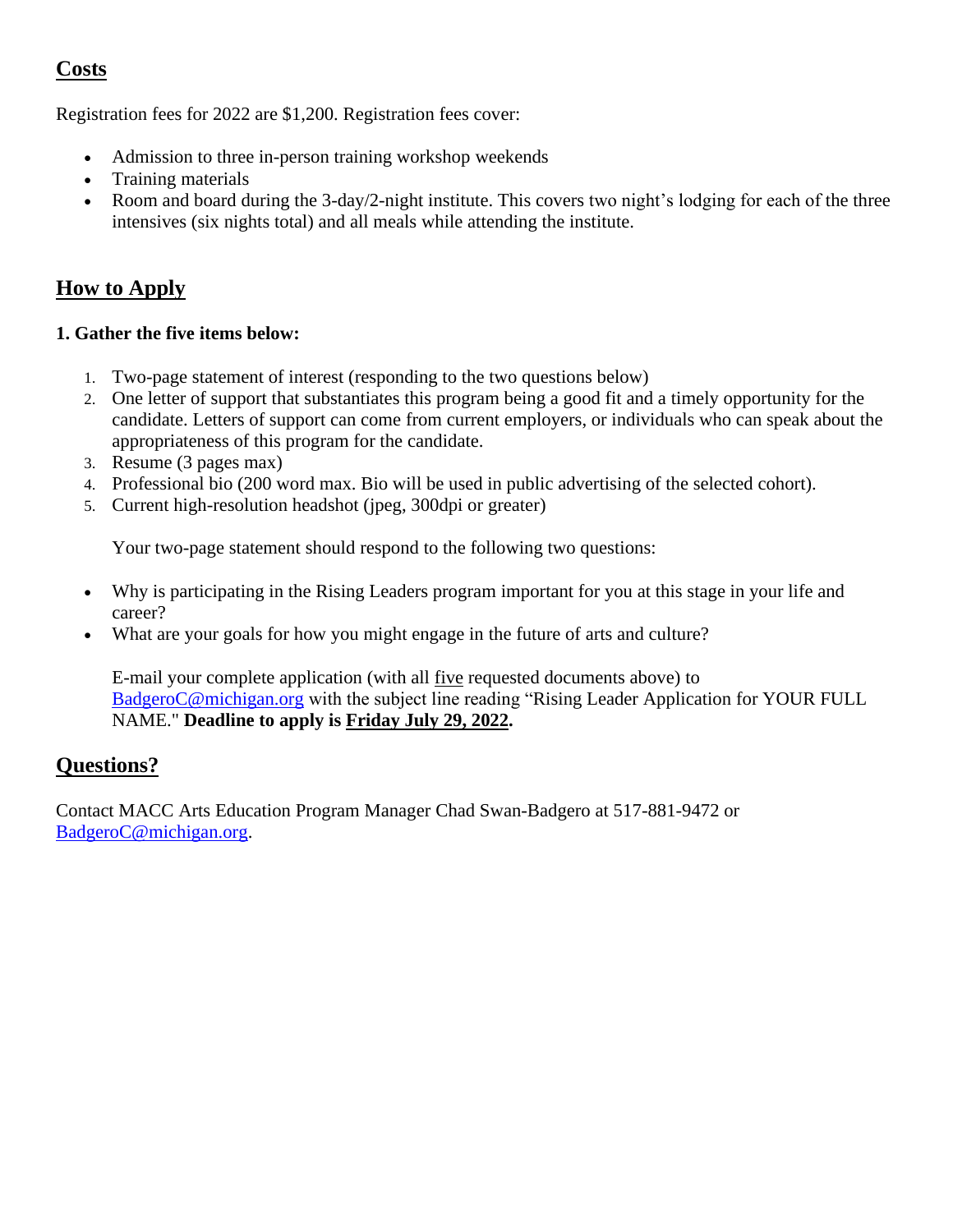## Costs

Registration fees for 2022 are $1,200. Registration fees cover:

- Admission to three in-person training workshop weekends
- Training materials
- Room and board during the 3-day/2-night institute. This covers two night's lodging for each of the three intensives (six nights total) and all meals while attending the institute.

## How to Apply

**1. Gather the five items below:**

1. Two-page statement of interest (responding to the two questions below)
2. One letter of support that substantiates this program being a good fit and a timely opportunity for the candidate. Letters of support can come from current employers, or individuals who can speak about the appropriateness of this program for the candidate.
3. Resume (3 pages max)
4. Professional bio (200 word max. Bio will be used in public advertising of the selected cohort).
5. Current high-resolution headshot (jpeg, 300dpi or greater)

Your two-page statement should respond to the following two questions:

- Why is participating in the Rising Leaders program important for you at this stage in your life and career?
- What are your goals for how you might engage in the future of arts and culture?

E-mail your complete application (with all five requested documents above) to BadgeroC@michigan.org with the subject line reading "Rising Leader Application for YOUR FULL NAME." **Deadline to apply is Friday July 29, 2022.**

## Questions?

Contact MACC Arts Education Program Manager Chad Swan-Badgero at 517-881-9472 or BadgeroC@michigan.org.